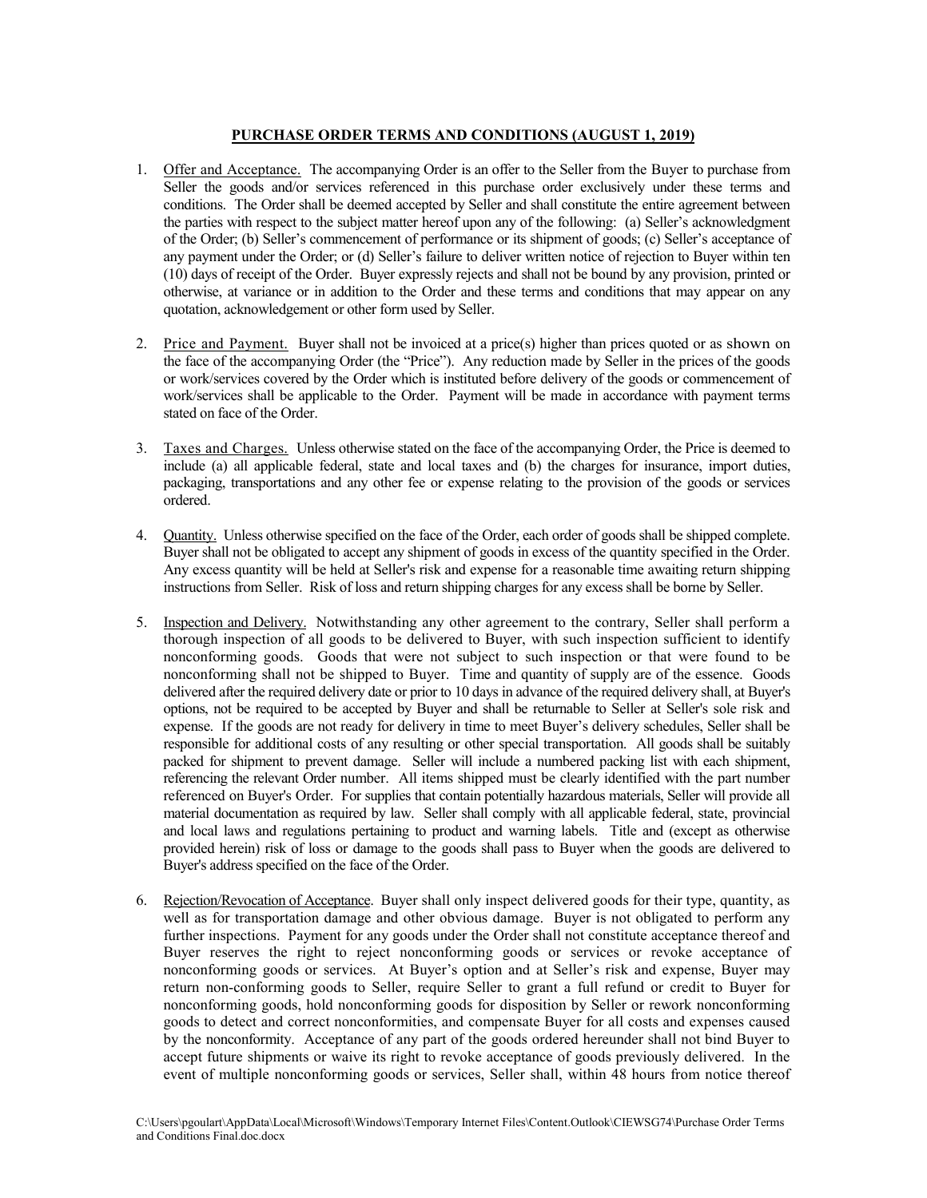# PURCHASE ORDER TERMS AND CONDITIONS (AUGUST 1, 2019)

1. Offer and Acceptance. The accompanying Order is an offer to the Seller from the Buyer to purchase from Seller the goods and/or services referenced in this purchase order exclusively under these terms and conditions. The Order shall be deemed accepted by Seller and shall constitute the entire agreement between the parties with respect to the subject matter hereof upon any of the following: (a) Seller's acknowledgment of the Order; (b) Seller's commencement of performance or its shipment of goods; (c) Seller's acceptance of any payment under the Order; or (d) Seller's failure to deliver written notice of rejection to Buyer within ten (10) days of receipt of the Order. Buyer expressly rejects and shall not be bound by any provision, printed or otherwise, at variance or in addition to the Order and these terms and conditions that may appear on any quotation, acknowledgement or other form used by Seller.

2. Price and Payment. Buyer shall not be invoiced at a price(s) higher than prices quoted or as shown on the face of the accompanying Order (the "Price"). Any reduction made by Seller in the prices of the goods or work/services covered by the Order which is instituted before delivery of the goods or commencement of work/services shall be applicable to the Order. Payment will be made in accordance with payment terms stated on face of the Order.

3. Taxes and Charges. Unless otherwise stated on the face of the accompanying Order, the Price is deemed to include (a) all applicable federal, state and local taxes and (b) the charges for insurance, import duties, packaging, transportations and any other fee or expense relating to the provision of the goods or services ordered.

4. Quantity. Unless otherwise specified on the face of the Order, each order of goods shall be shipped complete. Buyer shall not be obligated to accept any shipment of goods in excess of the quantity specified in the Order. Any excess quantity will be held at Seller's risk and expense for a reasonable time awaiting return shipping instructions from Seller. Risk of loss and return shipping charges for any excess shall be borne by Seller.

5. Inspection and Delivery. Notwithstanding any other agreement to the contrary, Seller shall perform a thorough inspection of all goods to be delivered to Buyer, with such inspection sufficient to identify nonconforming goods. Goods that were not subject to such inspection or that were found to be nonconforming shall not be shipped to Buyer. Time and quantity of supply are of the essence. Goods delivered after the required delivery date or prior to 10 days in advance of the required delivery shall, at Buyer's options, not be required to be accepted by Buyer and shall be returnable to Seller at Seller's sole risk and expense. If the goods are not ready for delivery in time to meet Buyer's delivery schedules, Seller shall be responsible for additional costs of any resulting or other special transportation. All goods shall be suitably packed for shipment to prevent damage. Seller will include a numbered packing list with each shipment, referencing the relevant Order number. All items shipped must be clearly identified with the part number referenced on Buyer's Order. For supplies that contain potentially hazardous materials, Seller will provide all material documentation as required by law. Seller shall comply with all applicable federal, state, provincial and local laws and regulations pertaining to product and warning labels. Title and (except as otherwise provided herein) risk of loss or damage to the goods shall pass to Buyer when the goods are delivered to Buyer's address specified on the face of the Order.

6. Rejection/Revocation of Acceptance. Buyer shall only inspect delivered goods for their type, quantity, as well as for transportation damage and other obvious damage. Buyer is not obligated to perform any further inspections. Payment for any goods under the Order shall not constitute acceptance thereof and Buyer reserves the right to reject nonconforming goods or services or revoke acceptance of nonconforming goods or services. At Buyer's option and at Seller's risk and expense, Buyer may return non-conforming goods to Seller, require Seller to grant a full refund or credit to Buyer for nonconforming goods, hold nonconforming goods for disposition by Seller or rework nonconforming goods to detect and correct nonconformities, and compensate Buyer for all costs and expenses caused by the nonconformity. Acceptance of any part of the goods ordered hereunder shall not bind Buyer to accept future shipments or waive its right to revoke acceptance of goods previously delivered. In the event of multiple nonconforming goods or services, Seller shall, within 48 hours from notice thereof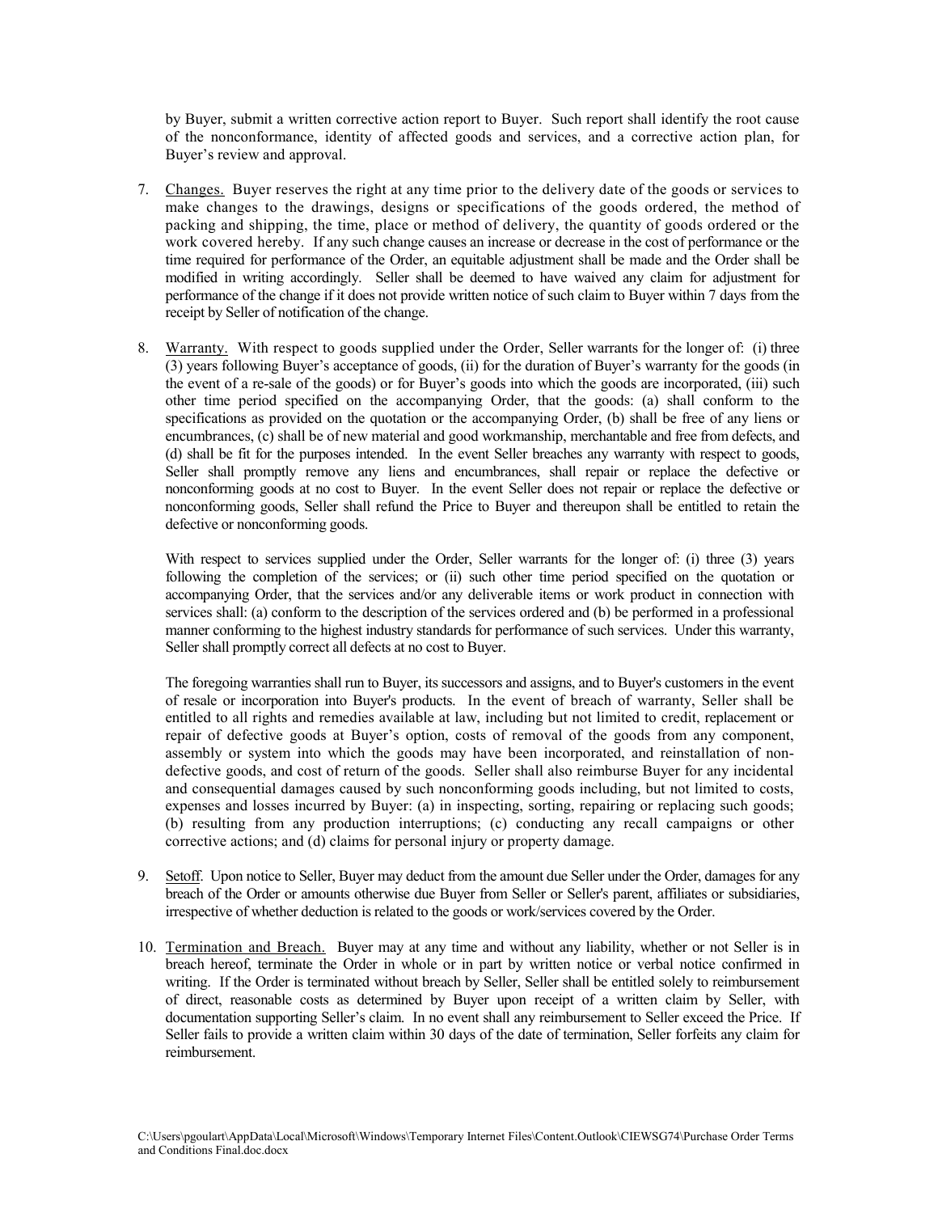by Buyer, submit a written corrective action report to Buyer. Such report shall identify the root cause of the nonconformance, identity of affected goods and services, and a corrective action plan, for Buyer's review and approval.

7. Changes. Buyer reserves the right at any time prior to the delivery date of the goods or services to make changes to the drawings, designs or specifications of the goods ordered, the method of packing and shipping, the time, place or method of delivery, the quantity of goods ordered or the work covered hereby. If any such change causes an increase or decrease in the cost of performance or the time required for performance of the Order, an equitable adjustment shall be made and the Order shall be modified in writing accordingly. Seller shall be deemed to have waived any claim for adjustment for performance of the change if it does not provide written notice of such claim to Buyer within 7 days from the receipt by Seller of notification of the change.

8. Warranty. With respect to goods supplied under the Order, Seller warrants for the longer of: (i) three (3) years following Buyer's acceptance of goods, (ii) for the duration of Buyer's warranty for the goods (in the event of a re-sale of the goods) or for Buyer's goods into which the goods are incorporated, (iii) such other time period specified on the accompanying Order, that the goods: (a) shall conform to the specifications as provided on the quotation or the accompanying Order, (b) shall be free of any liens or encumbrances, (c) shall be of new material and good workmanship, merchantable and free from defects, and (d) shall be fit for the purposes intended. In the event Seller breaches any warranty with respect to goods, Seller shall promptly remove any liens and encumbrances, shall repair or replace the defective or nonconforming goods at no cost to Buyer. In the event Seller does not repair or replace the defective or nonconforming goods, Seller shall refund the Price to Buyer and thereupon shall be entitled to retain the defective or nonconforming goods.

   With respect to services supplied under the Order, Seller warrants for the longer of: (i) three (3) years following the completion of the services; or (ii) such other time period specified on the quotation or accompanying Order, that the services and/or any deliverable items or work product in connection with services shall: (a) conform to the description of the services ordered and (b) be performed in a professional manner conforming to the highest industry standards for performance of such services. Under this warranty, Seller shall promptly correct all defects at no cost to Buyer.

   The foregoing warranties shall run to Buyer, its successors and assigns, and to Buyer's customers in the event of resale or incorporation into Buyer's products. In the event of breach of warranty, Seller shall be entitled to all rights and remedies available at law, including but not limited to credit, replacement or repair of defective goods at Buyer's option, costs of removal of the goods from any component, assembly or system into which the goods may have been incorporated, and reinstallation of non-defective goods, and cost of return of the goods. Seller shall also reimburse Buyer for any incidental and consequential damages caused by such nonconforming goods including, but not limited to costs, expenses and losses incurred by Buyer: (a) in inspecting, sorting, repairing or replacing such goods; (b) resulting from any production interruptions; (c) conducting any recall campaigns or other corrective actions; and (d) claims for personal injury or property damage.

9. Setoff. Upon notice to Seller, Buyer may deduct from the amount due Seller under the Order, damages for any breach of the Order or amounts otherwise due Buyer from Seller or Seller's parent, affiliates or subsidiaries, irrespective of whether deduction is related to the goods or work/services covered by the Order.

10. Termination and Breach. Buyer may at any time and without any liability, whether or not Seller is in breach hereof, terminate the Order in whole or in part by written notice or verbal notice confirmed in writing. If the Order is terminated without breach by Seller, Seller shall be entitled solely to reimbursement of direct, reasonable costs as determined by Buyer upon receipt of a written claim by Seller, with documentation supporting Seller's claim. In no event shall any reimbursement to Seller exceed the Price. If Seller fails to provide a written claim within 30 days of the date of termination, Seller forfeits any claim for reimbursement.

C:\Users\pgoulart\AppData\Local\Microsoft\Windows\Temporary Internet Files\Content.Outlook\CIEWSG74\Purchase Order Terms and Conditions Final.doc.docx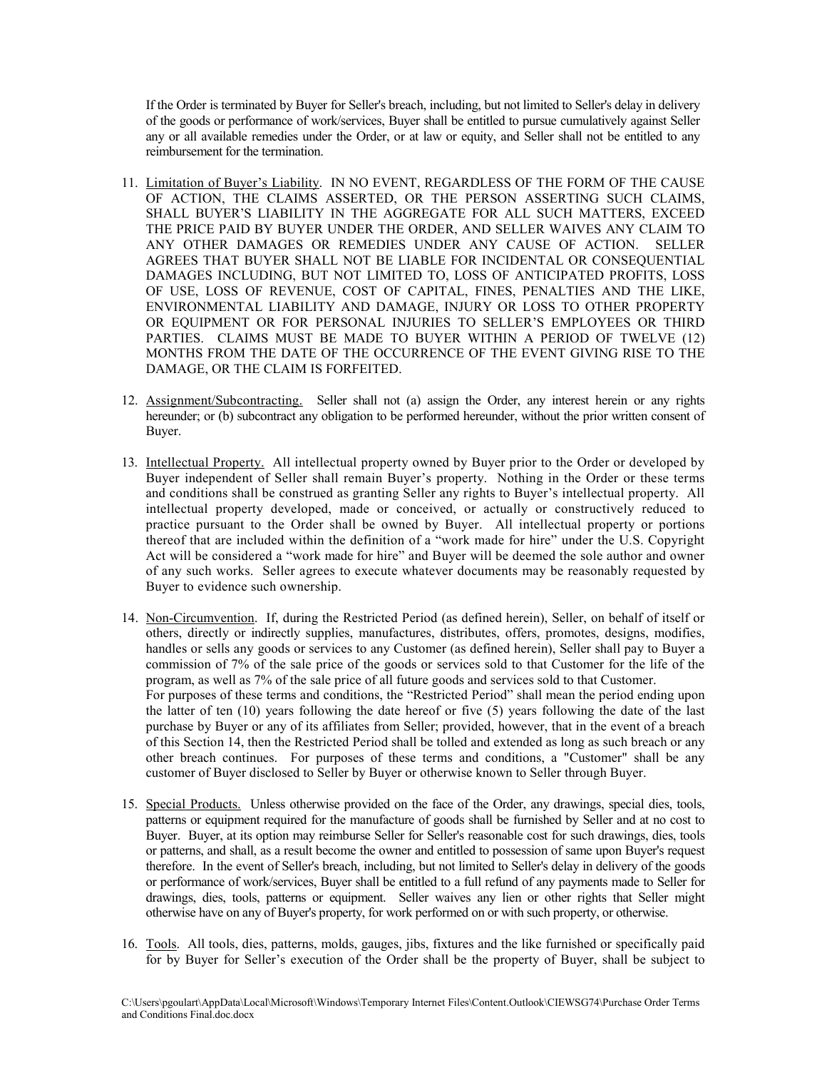If the Order is terminated by Buyer for Seller's breach, including, but not limited to Seller's delay in delivery of the goods or performance of work/services, Buyer shall be entitled to pursue cumulatively against Seller any or all available remedies under the Order, or at law or equity, and Seller shall not be entitled to any reimbursement for the termination.

11. Limitation of Buyer's Liability. IN NO EVENT, REGARDLESS OF THE FORM OF THE CAUSE OF ACTION, THE CLAIMS ASSERTED, OR THE PERSON ASSERTING SUCH CLAIMS, SHALL BUYER'S LIABILITY IN THE AGGREGATE FOR ALL SUCH MATTERS, EXCEED THE PRICE PAID BY BUYER UNDER THE ORDER, AND SELLER WAIVES ANY CLAIM TO ANY OTHER DAMAGES OR REMEDIES UNDER ANY CAUSE OF ACTION. SELLER AGREES THAT BUYER SHALL NOT BE LIABLE FOR INCIDENTAL OR CONSEQUENTIAL DAMAGES INCLUDING, BUT NOT LIMITED TO, LOSS OF ANTICIPATED PROFITS, LOSS OF USE, LOSS OF REVENUE, COST OF CAPITAL, FINES, PENALTIES AND THE LIKE, ENVIRONMENTAL LIABILITY AND DAMAGE, INJURY OR LOSS TO OTHER PROPERTY OR EQUIPMENT OR FOR PERSONAL INJURIES TO SELLER'S EMPLOYEES OR THIRD PARTIES. CLAIMS MUST BE MADE TO BUYER WITHIN A PERIOD OF TWELVE (12) MONTHS FROM THE DATE OF THE OCCURRENCE OF THE EVENT GIVING RISE TO THE DAMAGE, OR THE CLAIM IS FORFEITED.

12. Assignment/Subcontracting. Seller shall not (a) assign the Order, any interest herein or any rights hereunder; or (b) subcontract any obligation to be performed hereunder, without the prior written consent of Buyer.

13. Intellectual Property. All intellectual property owned by Buyer prior to the Order or developed by Buyer independent of Seller shall remain Buyer's property. Nothing in the Order or these terms and conditions shall be construed as granting Seller any rights to Buyer's intellectual property. All intellectual property developed, made or conceived, or actually or constructively reduced to practice pursuant to the Order shall be owned by Buyer. All intellectual property or portions thereof that are included within the definition of a "work made for hire" under the U.S. Copyright Act will be considered a "work made for hire" and Buyer will be deemed the sole author and owner of any such works. Seller agrees to execute whatever documents may be reasonably requested by Buyer to evidence such ownership.

14. Non-Circumvention. If, during the Restricted Period (as defined herein), Seller, on behalf of itself or others, directly or indirectly supplies, manufactures, distributes, offers, promotes, designs, modifies, handles or sells any goods or services to any Customer (as defined herein), Seller shall pay to Buyer a commission of 7% of the sale price of the goods or services sold to that Customer for the life of the program, as well as 7% of the sale price of all future goods and services sold to that Customer.
For purposes of these terms and conditions, the "Restricted Period" shall mean the period ending upon the latter of ten (10) years following the date hereof or five (5) years following the date of the last purchase by Buyer or any of its affiliates from Seller; provided, however, that in the event of a breach of this Section 14, then the Restricted Period shall be tolled and extended as long as such breach or any other breach continues. For purposes of these terms and conditions, a "Customer" shall be any customer of Buyer disclosed to Seller by Buyer or otherwise known to Seller through Buyer.

15. Special Products. Unless otherwise provided on the face of the Order, any drawings, special dies, tools, patterns or equipment required for the manufacture of goods shall be furnished by Seller and at no cost to Buyer. Buyer, at its option may reimburse Seller for Seller's reasonable cost for such drawings, dies, tools or patterns, and shall, as a result become the owner and entitled to possession of same upon Buyer's request therefore. In the event of Seller's breach, including, but not limited to Seller's delay in delivery of the goods or performance of work/services, Buyer shall be entitled to a full refund of any payments made to Seller for drawings, dies, tools, patterns or equipment. Seller waives any lien or other rights that Seller might otherwise have on any of Buyer's property, for work performed on or with such property, or otherwise.

16. Tools. All tools, dies, patterns, molds, gauges, jibs, fixtures and the like furnished or specifically paid for by Buyer for Seller's execution of the Order shall be the property of Buyer, shall be subject to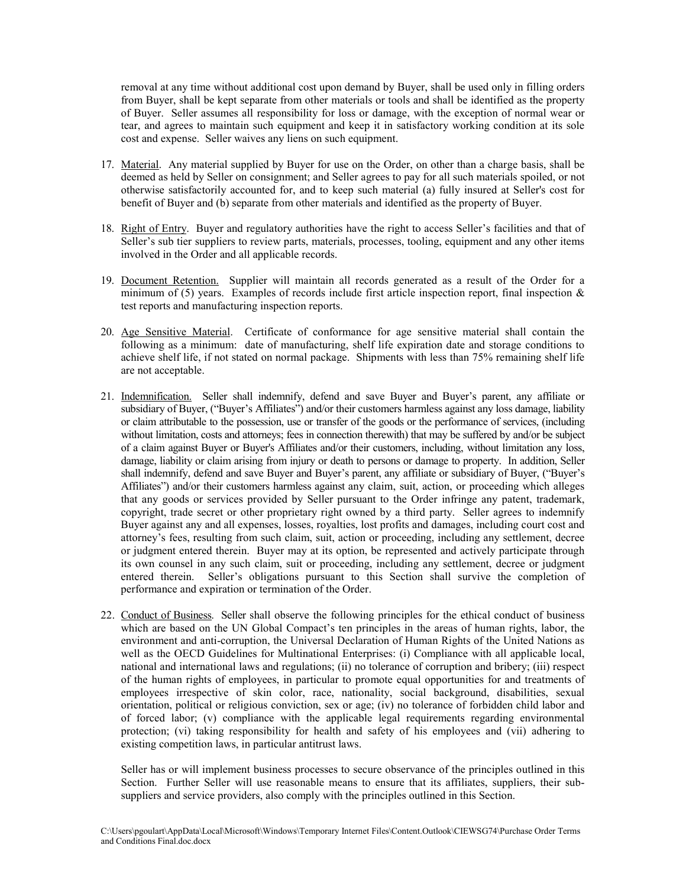removal at any time without additional cost upon demand by Buyer, shall be used only in filling orders from Buyer, shall be kept separate from other materials or tools and shall be identified as the property of Buyer. Seller assumes all responsibility for loss or damage, with the exception of normal wear or tear, and agrees to maintain such equipment and keep it in satisfactory working condition at its sole cost and expense. Seller waives any liens on such equipment.

17. Material. Any material supplied by Buyer for use on the Order, on other than a charge basis, shall be deemed as held by Seller on consignment; and Seller agrees to pay for all such materials spoiled, or not otherwise satisfactorily accounted for, and to keep such material (a) fully insured at Seller's cost for benefit of Buyer and (b) separate from other materials and identified as the property of Buyer.

18. Right of Entry. Buyer and regulatory authorities have the right to access Seller's facilities and that of Seller's sub tier suppliers to review parts, materials, processes, tooling, equipment and any other items involved in the Order and all applicable records.

19. Document Retention. Supplier will maintain all records generated as a result of the Order for a minimum of (5) years. Examples of records include first article inspection report, final inspection & test reports and manufacturing inspection reports.

20. Age Sensitive Material. Certificate of conformance for age sensitive material shall contain the following as a minimum: date of manufacturing, shelf life expiration date and storage conditions to achieve shelf life, if not stated on normal package. Shipments with less than 75% remaining shelf life are not acceptable.

21. Indemnification. Seller shall indemnify, defend and save Buyer and Buyer's parent, any affiliate or subsidiary of Buyer, ("Buyer's Affiliates") and/or their customers harmless against any loss damage, liability or claim attributable to the possession, use or transfer of the goods or the performance of services, (including without limitation, costs and attorneys; fees in connection therewith) that may be suffered by and/or be subject of a claim against Buyer or Buyer's Affiliates and/or their customers, including, without limitation any loss, damage, liability or claim arising from injury or death to persons or damage to property. In addition, Seller shall indemnify, defend and save Buyer and Buyer's parent, any affiliate or subsidiary of Buyer, ("Buyer's Affiliates") and/or their customers harmless against any claim, suit, action, or proceeding which alleges that any goods or services provided by Seller pursuant to the Order infringe any patent, trademark, copyright, trade secret or other proprietary right owned by a third party. Seller agrees to indemnify Buyer against any and all expenses, losses, royalties, lost profits and damages, including court cost and attorney's fees, resulting from such claim, suit, action or proceeding, including any settlement, decree or judgment entered therein. Buyer may at its option, be represented and actively participate through its own counsel in any such claim, suit or proceeding, including any settlement, decree or judgment entered therein. Seller's obligations pursuant to this Section shall survive the completion of performance and expiration or termination of the Order.

22. Conduct of Business. Seller shall observe the following principles for the ethical conduct of business which are based on the UN Global Compact's ten principles in the areas of human rights, labor, the environment and anti-corruption, the Universal Declaration of Human Rights of the United Nations as well as the OECD Guidelines for Multinational Enterprises: (i) Compliance with all applicable local, national and international laws and regulations; (ii) no tolerance of corruption and bribery; (iii) respect of the human rights of employees, in particular to promote equal opportunities for and treatments of employees irrespective of skin color, race, nationality, social background, disabilities, sexual orientation, political or religious conviction, sex or age; (iv) no tolerance of forbidden child labor and of forced labor; (v) compliance with the applicable legal requirements regarding environmental protection; (vi) taking responsibility for health and safety of his employees and (vii) adhering to existing competition laws, in particular antitrust laws.

    Seller has or will implement business processes to secure observance of the principles outlined in this Section. Further Seller will use reasonable means to ensure that its affiliates, suppliers, their sub-suppliers and service providers, also comply with the principles outlined in this Section.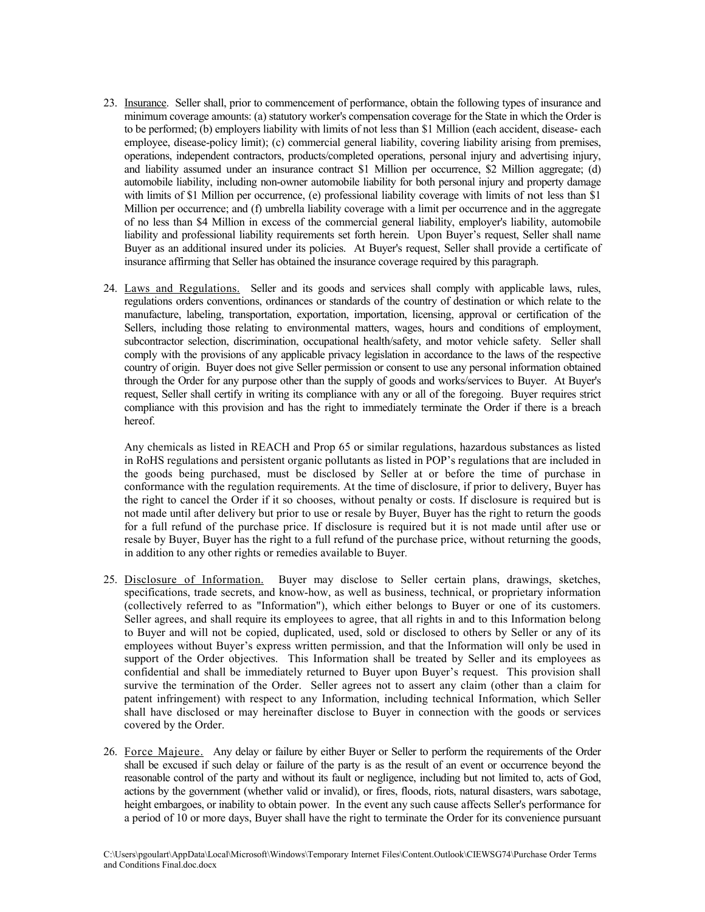23. Insurance. Seller shall, prior to commencement of performance, obtain the following types of insurance and minimum coverage amounts: (a) statutory worker's compensation coverage for the State in which the Order is to be performed; (b) employers liability with limits of not less than $1 Million (each accident, disease- each employee, disease-policy limit); (c) commercial general liability, covering liability arising from premises, operations, independent contractors, products/completed operations, personal injury and advertising injury, and liability assumed under an insurance contract $1 Million per occurrence, $2 Million aggregate; (d) automobile liability, including non-owner automobile liability for both personal injury and property damage with limits of $1 Million per occurrence, (e) professional liability coverage with limits of not less than $1 Million per occurrence; and (f) umbrella liability coverage with a limit per occurrence and in the aggregate of no less than $4 Million in excess of the commercial general liability, employer's liability, automobile liability and professional liability requirements set forth herein. Upon Buyer's request, Seller shall name Buyer as an additional insured under its policies. At Buyer's request, Seller shall provide a certificate of insurance affirming that Seller has obtained the insurance coverage required by this paragraph.

24. Laws and Regulations. Seller and its goods and services shall comply with applicable laws, rules, regulations orders conventions, ordinances or standards of the country of destination or which relate to the manufacture, labeling, transportation, exportation, importation, licensing, approval or certification of the Sellers, including those relating to environmental matters, wages, hours and conditions of employment, subcontractor selection, discrimination, occupational health/safety, and motor vehicle safety. Seller shall comply with the provisions of any applicable privacy legislation in accordance to the laws of the respective country of origin. Buyer does not give Seller permission or consent to use any personal information obtained through the Order for any purpose other than the supply of goods and works/services to Buyer. At Buyer's request, Seller shall certify in writing its compliance with any or all of the foregoing. Buyer requires strict compliance with this provision and has the right to immediately terminate the Order if there is a breach hereof.

    Any chemicals as listed in REACH and Prop 65 or similar regulations, hazardous substances as listed in RoHS regulations and persistent organic pollutants as listed in POP's regulations that are included in the goods being purchased, must be disclosed by Seller at or before the time of purchase in conformance with the regulation requirements. At the time of disclosure, if prior to delivery, Buyer has the right to cancel the Order if it so chooses, without penalty or costs. If disclosure is required but is not made until after delivery but prior to use or resale by Buyer, Buyer has the right to return the goods for a full refund of the purchase price. If disclosure is required but it is not made until after use or resale by Buyer, Buyer has the right to a full refund of the purchase price, without returning the goods, in addition to any other rights or remedies available to Buyer.

25. Disclosure of Information. Buyer may disclose to Seller certain plans, drawings, sketches, specifications, trade secrets, and know-how, as well as business, technical, or proprietary information (collectively referred to as "Information"), which either belongs to Buyer or one of its customers. Seller agrees, and shall require its employees to agree, that all rights in and to this Information belong to Buyer and will not be copied, duplicated, used, sold or disclosed to others by Seller or any of its employees without Buyer's express written permission, and that the Information will only be used in support of the Order objectives. This Information shall be treated by Seller and its employees as confidential and shall be immediately returned to Buyer upon Buyer's request. This provision shall survive the termination of the Order. Seller agrees not to assert any claim (other than a claim for patent infringement) with respect to any Information, including technical Information, which Seller shall have disclosed or may hereinafter disclose to Buyer in connection with the goods or services covered by the Order.

26. Force Majeure. Any delay or failure by either Buyer or Seller to perform the requirements of the Order shall be excused if such delay or failure of the party is as the result of an event or occurrence beyond the reasonable control of the party and without its fault or negligence, including but not limited to, acts of God, actions by the government (whether valid or invalid), or fires, floods, riots, natural disasters, wars sabotage, height embargoes, or inability to obtain power. In the event any such cause affects Seller's performance for a period of 10 or more days, Buyer shall have the right to terminate the Order for its convenience pursuant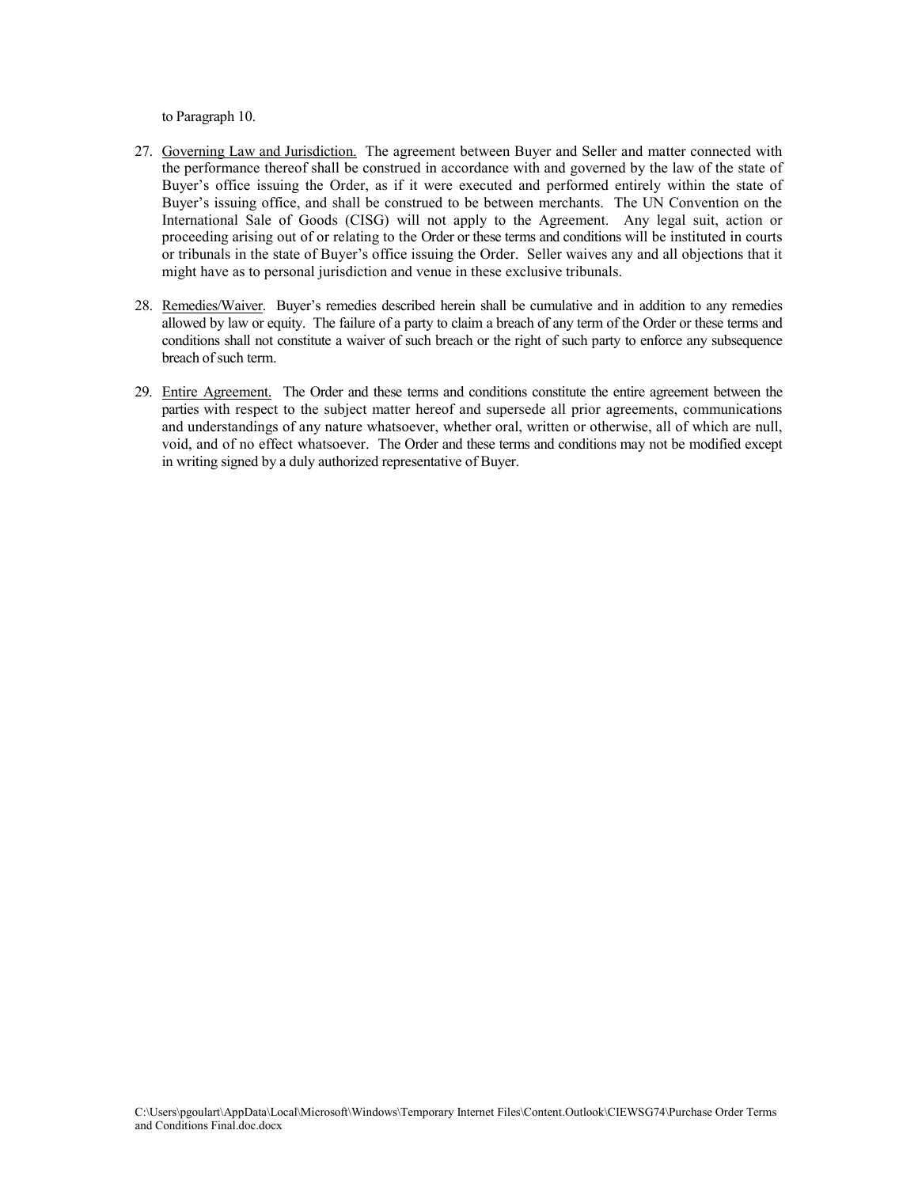to Paragraph 10.

27. Governing Law and Jurisdiction. The agreement between Buyer and Seller and matter connected with the performance thereof shall be construed in accordance with and governed by the law of the state of Buyer's office issuing the Order, as if it were executed and performed entirely within the state of Buyer's issuing office, and shall be construed to be between merchants. The UN Convention on the International Sale of Goods (CISG) will not apply to the Agreement. Any legal suit, action or proceeding arising out of or relating to the Order or these terms and conditions will be instituted in courts or tribunals in the state of Buyer's office issuing the Order. Seller waives any and all objections that it might have as to personal jurisdiction and venue in these exclusive tribunals.

28. Remedies/Waiver. Buyer's remedies described herein shall be cumulative and in addition to any remedies allowed by law or equity. The failure of a party to claim a breach of any term of the Order or these terms and conditions shall not constitute a waiver of such breach or the right of such party to enforce any subsequence breach of such term.

29. Entire Agreement. The Order and these terms and conditions constitute the entire agreement between the parties with respect to the subject matter hereof and supersede all prior agreements, communications and understandings of any nature whatsoever, whether oral, written or otherwise, all of which are null, void, and of no effect whatsoever. The Order and these terms and conditions may not be modified except in writing signed by a duly authorized representative of Buyer.